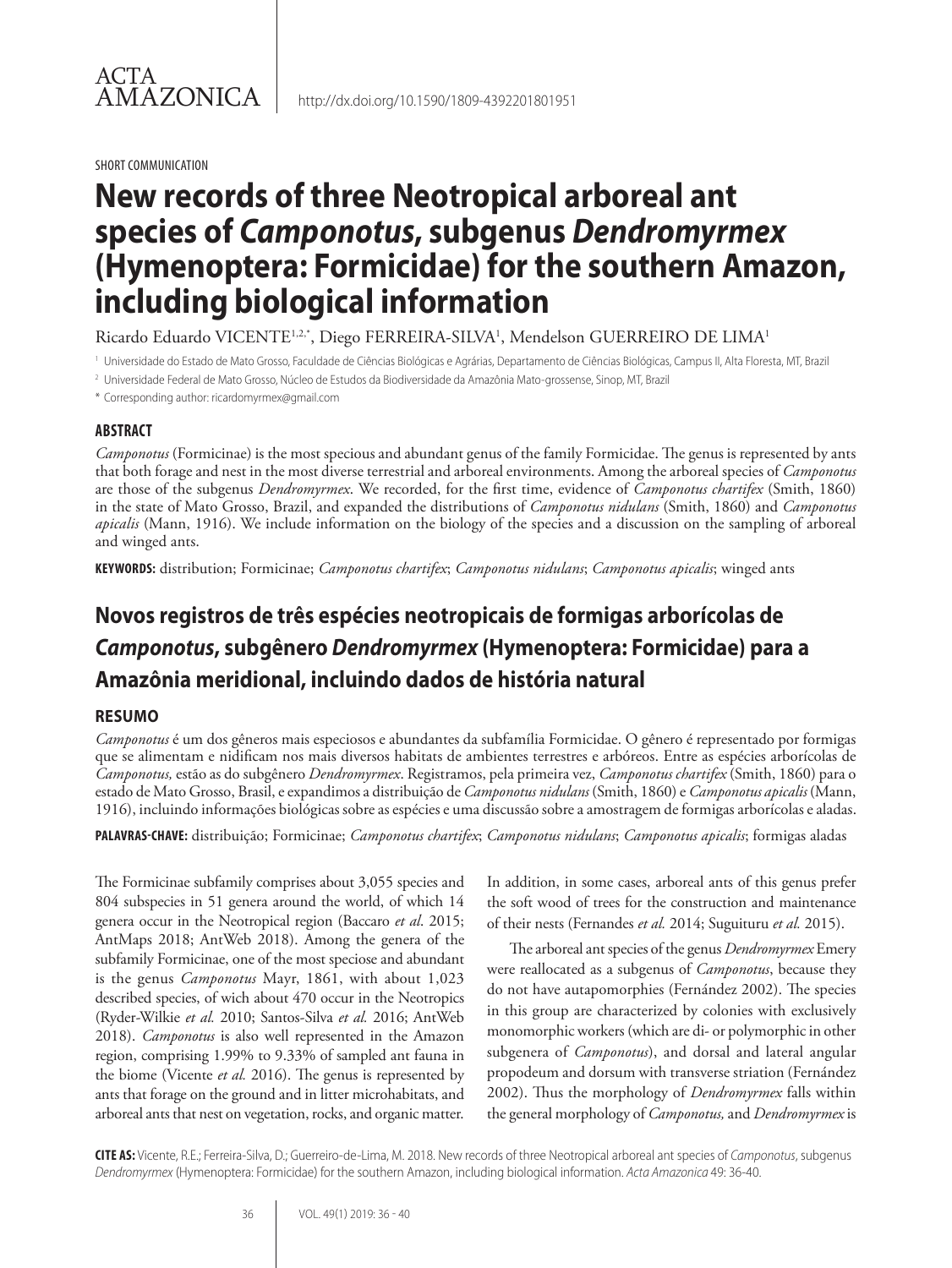SHORT COMMUNICATION

# New records of three Neotropical arboreal ant species of *Camponotus*, subgenus *Dendromyrmex* (Hymenoptera: Formicidae) for the southern Amazon, including biological information

Ricardo Eduardo VICENTE[1,2,*], Diego FERREIRA-SILVA[1], Mendelson GUERREIRO DE LIMA[1]

[1] Universidade do Estado de Mato Grosso, Faculdade de Ciências Biológicas e Agrárias, Departamento de Ciências Biológicas, Campus II, Alta Floresta, MT, Brazil

[2] Universidade Federal de Mato Grosso, Núcleo de Estudos da Biodiversidade da Amazônia Mato-grossense, Sinop, MT, Brazil

\* Corresponding author: ricardomyrmex@gmail.com

## ABSTRACT

*Camponotus* (Formicinae) is the most specious and abundant genus of the family Formicidae. The genus is represented by ants that both forage and nest in the most diverse terrestrial and arboreal environments. Among the arboreal species of *Camponotus* are those of the subgenus *Dendromyrmex*. We recorded, for the first time, evidence of *Camponotus chartifex* (Smith, 1860) in the state of Mato Grosso, Brazil, and expanded the distributions of *Camponotus nidulans* (Smith, 1860) and *Camponotus apicalis* (Mann, 1916). We include information on the biology of the species and a discussion on the sampling of arboreal and winged ants.

**KEYWORDS:** distribution; Formicinae; *Camponotus chartifex*; *Camponotus nidulans*; *Camponotus apicalis*; winged ants

# Novos registros de três espécies neotropicais de formigas arborícolas de *Camponotus*, subgênero *Dendromyrmex* (Hymenoptera: Formicidae) para a Amazônia meridional, incluindo dados de história natural

## RESUMO

*Camponotus* é um dos gêneros mais especiosos e abundantes da subfamília Formicidae. O gênero é representado por formigas que se alimentam e nidificam nos mais diversos habitats de ambientes terrestres e arbóreos. Entre as espécies arborícolas de *Camponotus,* estão as do subgênero *Dendromyrmex*. Registramos, pela primeira vez, *Camponotus chartifex* (Smith, 1860) para o estado de Mato Grosso, Brasil, e expandimos a distribuição de *Camponotus nidulans* (Smith, 1860) e *Camponotus apicalis* (Mann, 1916), incluindo informações biológicas sobre as espécies e uma discussão sobre a amostragem de formigas arborícolas e aladas.

**PALAVRAS-CHAVE:** distribuição; Formicinae; *Camponotus chartifex*; *Camponotus nidulans*; *Camponotus apicalis*; formigas aladas

The Formicinae subfamily comprises about 3,055 species and 804 subspecies in 51 genera around the world, of which 14 genera occur in the Neotropical region (Baccaro *et al*. 2015; AntMaps 2018; AntWeb 2018). Among the genera of the subfamily Formicinae, one of the most speciose and abundant is the genus *Camponotus* Mayr, 1861, with about 1,023 described species, of wich about 470 occur in the Neotropics (Ryder-Wilkie *et al.* 2010; Santos-Silva *et al.* 2016; AntWeb 2018). *Camponotus* is also well represented in the Amazon region, comprising 1.99% to 9.33% of sampled ant fauna in the biome (Vicente *et al.* 2016). The genus is represented by ants that forage on the ground and in litter microhabitats, and arboreal ants that nest on vegetation, rocks, and organic matter. In addition, in some cases, arboreal ants of this genus prefer the soft wood of trees for the construction and maintenance of their nests (Fernandes *et al.* 2014; Suguituru *et al.* 2015).

The arboreal ant species of the genus *Dendromyrmex* Emery were reallocated as a subgenus of *Camponotus*, because they do not have autapomorphies (Fernández 2002). The species in this group are characterized by colonies with exclusively monomorphic workers (which are di- or polymorphic in other subgenera of *Camponotus*), and dorsal and lateral angular propodeum and dorsum with transverse striation (Fernández 2002). Thus the morphology of *Dendromyrmex* falls within the general morphology of *Camponotus,* and *Dendromyrmex* is

**CITE AS:** Vicente, R.E.; Ferreira-Silva, D.; Guerreiro-de-Lima, M. 2018. New records of three Neotropical arboreal ant species of *Camponotus*, subgenus *Dendromyrmex* (Hymenoptera: Formicidae) for the southern Amazon, including biological information. *Acta Amazonica* 49: 36-40.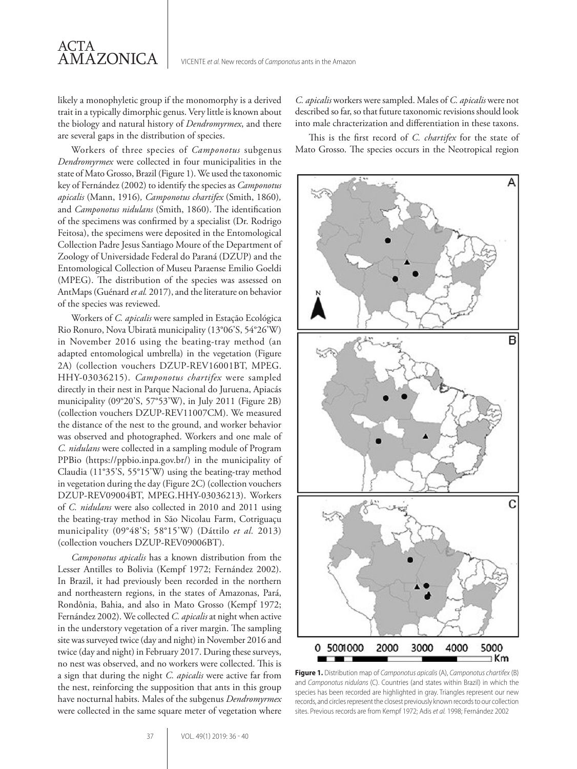likely a monophyletic group if the monomorphy is a derived trait in a typically dimorphic genus. Very little is known about the biology and natural history of *Dendromyrmex*, and there are several gaps in the distribution of species.

Workers of three species of *Camponotus* subgenus *Dendromyrmex* were collected in four municipalities in the state of Mato Grosso, Brazil (Figure 1). We used the taxonomic key of Fernández (2002) to identify the species as *Camponotus apicalis* (Mann, 1916), *Camponotus chartifex* (Smith, 1860), and *Camponotus nidulans* (Smith, 1860). The identification of the specimens was confirmed by a specialist (Dr. Rodrigo Feitosa), the specimens were deposited in the Entomological Collection Padre Jesus Santiago Moure of the Department of Zoology of Universidade Federal do Paraná (DZUP) and the Entomological Collection of Museu Paraense Emilio Goeldi (MPEG). The distribution of the species was assessed on AntMaps (Guénard *et al.* 2017), and the literature on behavior of the species was reviewed.

Workers of *C. apicalis* were sampled in Estação Ecológica Rio Ronuro, Nova Ubiratã municipality (13°06'S, 54°26'W) in November 2016 using the beating-tray method (an adapted entomological umbrella) in the vegetation (Figure 2A) (collection vouchers DZUP-REV16001BT, MPEG. HHY-03036215). *Camponotus chartifex* were sampled directly in their nest in Parque Nacional do Juruena, Apiacás municipality (09°20'S, 57°53'W), in July 2011 (Figure 2B) (collection vouchers DZUP-REV11007CM). We measured the distance of the nest to the ground, and worker behavior was observed and photographed. Workers and one male of *C. nidulans* were collected in a sampling module of Program PPBio (https://ppbio.inpa.gov.br/) in the municipality of Claudia (11°35'S, 55°15'W) using the beating-tray method in vegetation during the day (Figure 2C) (collection vouchers DZUP-REV09004BT, MPEG.HHY-03036213). Workers of *C. nidulans* were also collected in 2010 and 2011 using the beating-tray method in São Nicolau Farm, Cotriguaçu municipality (09°48'S; 58°15'W) (Dáttilo *et al.* 2013) (collection vouchers DZUP-REV09006BT).

*Camponotus apicalis* has a known distribution from the Lesser Antilles to Bolivia (Kempf 1972; Fernández 2002). In Brazil, it had previously been recorded in the northern and northeastern regions, in the states of Amazonas, Pará, Rondônia, Bahia, and also in Mato Grosso (Kempf 1972; Fernández 2002). We collected *C. apicalis* at night when active in the understory vegetation of a river margin. The sampling site was surveyed twice (day and night) in November 2016 and twice (day and night) in February 2017. During these surveys, no nest was observed, and no workers were collected. This is a sign that during the night *C. apicalis* were active far from the nest, reinforcing the supposition that ants in this group have nocturnal habits. Males of the subgenus *Dendromyrmex* were collected in the same square meter of vegetation where *C. apicalis* workers were sampled. Males of *C. apicalis* were not described so far, so that future taxonomic revisions should look into male chracterization and differentiation in these taxons.

This is the first record of *C. chartifex* for the state of Mato Grosso. The species occurs in the Neotropical region

**Figure 1.** Distribution map of *Camponotus apicalis* (A), *Camponotus chartifex* (B) and *Camponotus nidulans* (C). Countries (and states within Brazil) in which the species has been recorded are highlighted in gray. Triangles represent our new records, and circles represent the closest previously known records to our collection sites. Previous records are from Kempf 1972; Adis *et al.* 1998; Fernández 2002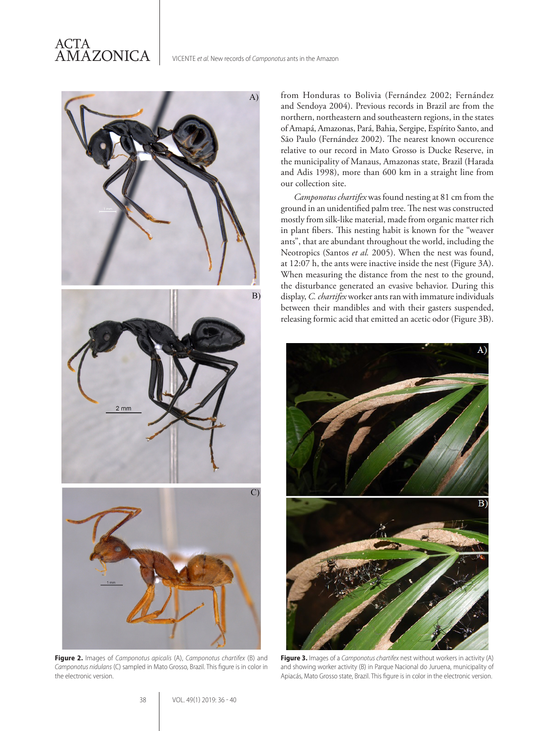from Honduras to Bolivia (Fernández 2002; Fernández and Sendoya 2004). Previous records in Brazil are from the northern, northeastern and southeastern regions, in the states of Amapá, Amazonas, Pará, Bahia, Sergipe, Espírito Santo, and São Paulo (Fernández 2002). The nearest known occurence relative to our record in Mato Grosso is Ducke Reserve, in the municipality of Manaus, Amazonas state, Brazil (Harada and Adis 1998), more than 600 km in a straight line from our collection site.

*Camponotus chartifex* was found nesting at 81 cm from the ground in an unidentified palm tree. The nest was constructed mostly from silk-like material, made from organic matter rich in plant fibers. This nesting habit is known for the "weaver ants", that are abundant throughout the world, including the Neotropics (Santos *et al.* 2005). When the nest was found, at 12:07 h, the ants were inactive inside the nest (Figure 3A). When measuring the distance from the nest to the ground, the disturbance generated an evasive behavior. During this display, *C. chartifex* worker ants ran with immature individuals between their mandibles and with their gasters suspended, releasing formic acid that emitted an acetic odor (Figure 3B).

**Figure 2.** Images of *Camponotus apicalis* (A), *Camponotus chartifex* (B) and *Camponotus nidulans* (C) sampled in Mato Grosso, Brazil. This figure is in color in the electronic version.

**Figure 3.** Images of a *Camponotus chartifex* nest without workers in activity (A) and showing worker activity (B) in Parque Nacional do Juruena, municipality of Apiacás, Mato Grosso state, Brazil. This figure is in color in the electronic version.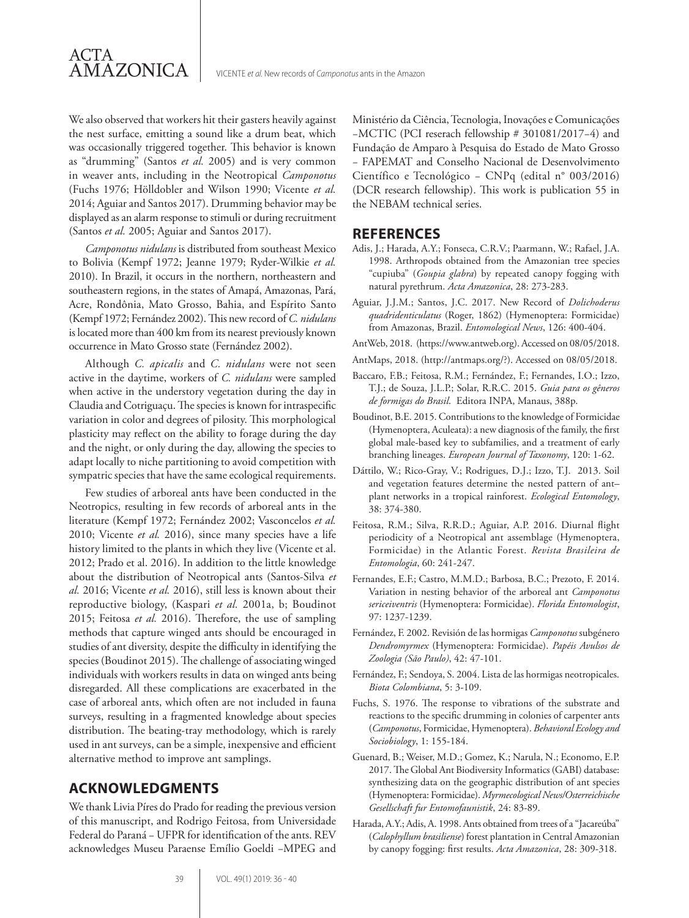We also observed that workers hit their gasters heavily against the nest surface, emitting a sound like a drum beat, which was occasionally triggered together. This behavior is known as "drumming" (Santos *et al.* 2005) and is very common in weaver ants, including in the Neotropical *Camponotus* (Fuchs 1976; Hölldobler and Wilson 1990; Vicente *et al.* 2014; Aguiar and Santos 2017). Drumming behavior may be displayed as an alarm response to stimuli or during recruitment (Santos *et al.* 2005; Aguiar and Santos 2017).

*Camponotus nidulans* is distributed from southeast Mexico to Bolivia (Kempf 1972; Jeanne 1979; Ryder-Wilkie *et al.* 2010). In Brazil, it occurs in the northern, northeastern and southeastern regions, in the states of Amapá, Amazonas, Pará, Acre, Rondônia, Mato Grosso, Bahia, and Espírito Santo (Kempf 1972; Fernández 2002). This new record of *C. nidulans* is located more than 400 km from its nearest previously known occurrence in Mato Grosso state (Fernández 2002).

Although *C. apicalis* and *C. nidulans* were not seen active in the daytime, workers of *C. nidulans* were sampled when active in the understory vegetation during the day in Claudia and Cotriguaçu. The species is known for intraspecific variation in color and degrees of pilosity. This morphological plasticity may reflect on the ability to forage during the day and the night, or only during the day, allowing the species to adapt locally to niche partitioning to avoid competition with sympatric species that have the same ecological requirements.

Few studies of arboreal ants have been conducted in the Neotropics, resulting in few records of arboreal ants in the literature (Kempf 1972; Fernández 2002; Vasconcelos *et al.* 2010; Vicente *et al.* 2016), since many species have a life history limited to the plants in which they live (Vicente et al. 2012; Prado et al. 2016). In addition to the little knowledge about the distribution of Neotropical ants (Santos-Silva *et al.* 2016; Vicente *et al.* 2016), still less is known about their reproductive biology, (Kaspari *et al.* 2001a, b; Boudinot 2015; Feitosa *et al.* 2016). Therefore, the use of sampling methods that capture winged ants should be encouraged in studies of ant diversity, despite the difficulty in identifying the species (Boudinot 2015). The challenge of associating winged individuals with workers results in data on winged ants being disregarded. All these complications are exacerbated in the case of arboreal ants, which often are not included in fauna surveys, resulting in a fragmented knowledge about species distribution. The beating-tray methodology, which is rarely used in ant surveys, can be a simple, inexpensive and efficient alternative method to improve ant samplings.

## ACKNOWLEDGMENTS

We thank Livia Píres do Prado for reading the previous version of this manuscript, and Rodrigo Feitosa, from Universidade Federal do Paraná – UFPR for identification of the ants. REV acknowledges Museu Paraense Emílio Goeldi –MPEG and Ministério da Ciência, Tecnologia, Inovações e Comunicações –MCTIC (PCI reserach fellowship # 301081/2017–4) and Fundação de Amparo à Pesquisa do Estado de Mato Grosso – FAPEMAT and Conselho Nacional de Desenvolvimento Científico e Tecnológico – CNPq (edital n° 003/2016) (DCR research fellowship). This work is publication 55 in the NEBAM technical series.

## REFERENCES

Adis, J.; Harada, A.Y.; Fonseca, C.R.V.; Paarmann, W.; Rafael, J.A. 1998. Arthropods obtained from the Amazonian tree species "cupiuba" (*Goupia glabra*) by repeated canopy fogging with natural pyrethrum. *Acta Amazonica*, 28: 273-283.

Aguiar, J.J.M.; Santos, J.C. 2017. New Record of *Dolichoderus quadridenticulatus* (Roger, 1862) (Hymenoptera: Formicidae) from Amazonas, Brazil. *Entomological News*, 126: 400-404.

AntWeb, 2018. (https://www.antweb.org). Accessed on 08/05/2018.

AntMaps, 2018. (http://antmaps.org/?). Accessed on 08/05/2018.

Baccaro, F.B.; Feitosa, R.M.; Fernández, F.; Fernandes, I.O.; Izzo, T.J.; de Souza, J.L.P.; Solar, R.R.C. 2015. *Guia para os gêneros de formigas do Brasil*. Editora INPA, Manaus, 388p.

Boudinot, B.E. 2015. Contributions to the knowledge of Formicidae (Hymenoptera, Aculeata): a new diagnosis of the family, the first global male-based key to subfamilies, and a treatment of early branching lineages. *European Journal of Taxonomy*, 120: 1-62.

Dáttilo, W.; Rico-Gray, V.; Rodrigues, D.J.; Izzo, T.J. 2013. Soil and vegetation features determine the nested pattern of ant–plant networks in a tropical rainforest. *Ecological Entomology*, 38: 374-380.

Feitosa, R.M.; Silva, R.R.D.; Aguiar, A.P. 2016. Diurnal flight periodicity of a Neotropical ant assemblage (Hymenoptera, Formicidae) in the Atlantic Forest. *Revista Brasileira de Entomologia*, 60: 241-247.

Fernandes, E.F.; Castro, M.M.D.; Barbosa, B.C.; Prezoto, F. 2014. Variation in nesting behavior of the arboreal ant *Camponotus sericeiventris* (Hymenoptera: Formicidae). *Florida Entomologist*, 97: 1237-1239.

Fernández, F. 2002. Revisión de las hormigas *Camponotus* subgénero *Dendromyrmex* (Hymenoptera: Formicidae). *Papéis Avulsos de Zoologia (São Paulo)*, 42: 47-101.

Fernández, F.; Sendoya, S. 2004. Lista de las hormigas neotropicales. *Biota Colombiana*, 5: 3-109.

Fuchs, S. 1976. The response to vibrations of the substrate and reactions to the specific drumming in colonies of carpenter ants (*Camponotus*, Formicidae, Hymenoptera). *Behavioral Ecology and Sociobiology*, 1: 155-184.

Guenard, B.; Weiser, M.D.; Gomez, K.; Narula, N.; Economo, E.P. 2017. The Global Ant Biodiversity Informatics (GABI) database: synthesizing data on the geographic distribution of ant species (Hymenoptera: Formicidae). *Myrmecological News/Osterreichische Gesellschaft fur Entomofaunistik*, 24: 83-89.

Harada, A.Y.; Adis, A. 1998. Ants obtained from trees of a "Jacareúba" (*Calophyllum brasiliense*) forest plantation in Central Amazonian by canopy fogging: first results. *Acta Amazonica*, 28: 309-318.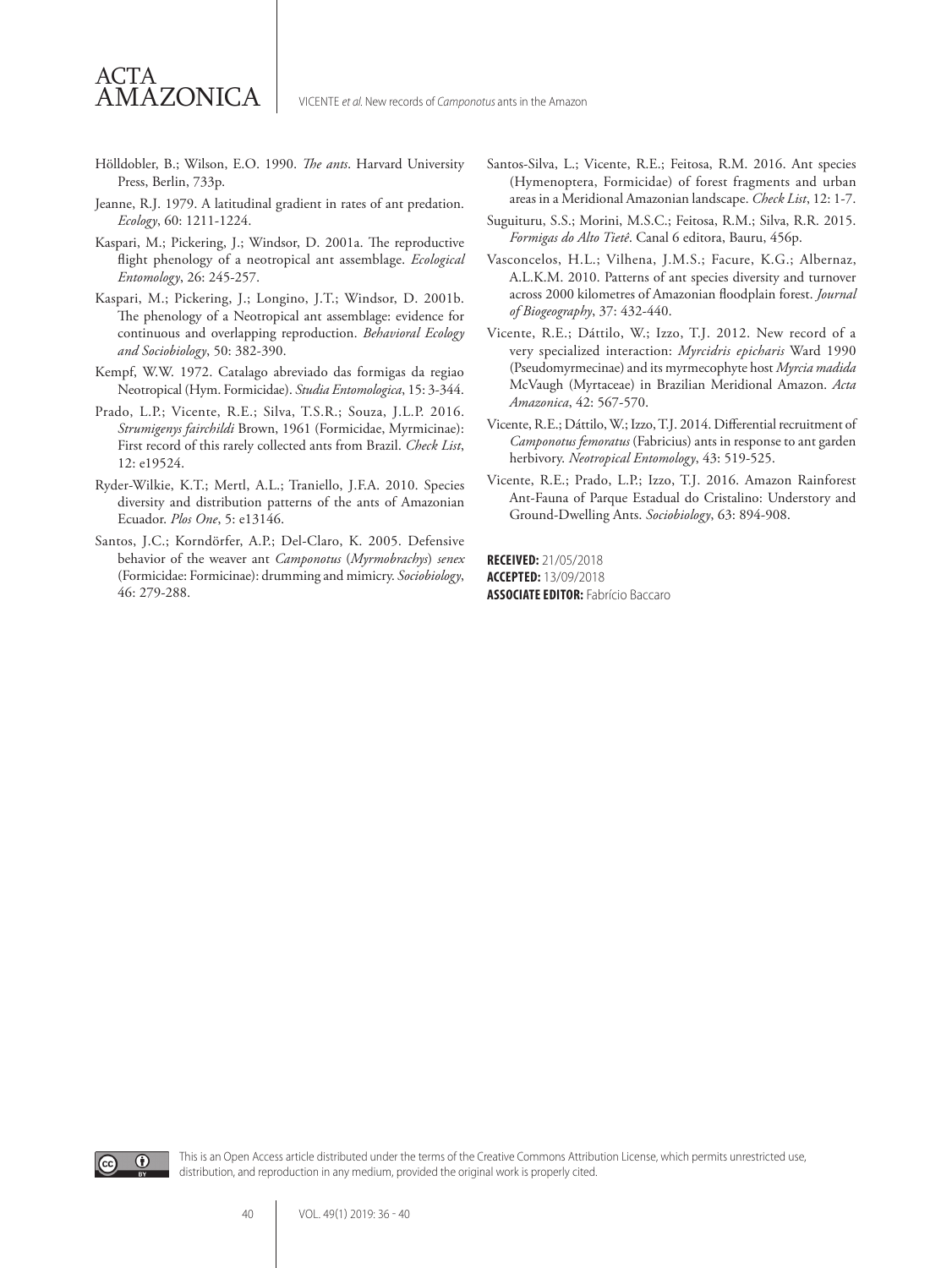Hölldobler, B.; Wilson, E.O. 1990. *The ants*. Harvard University Press, Berlin, 733p.

Jeanne, R.J. 1979. A latitudinal gradient in rates of ant predation. *Ecology*, 60: 1211-1224.

Kaspari, M.; Pickering, J.; Windsor, D. 2001a. The reproductive flight phenology of a neotropical ant assemblage. *Ecological Entomology*, 26: 245-257.

Kaspari, M.; Pickering, J.; Longino, J.T.; Windsor, D. 2001b. The phenology of a Neotropical ant assemblage: evidence for continuous and overlapping reproduction. *Behavioral Ecology and Sociobiology*, 50: 382-390.

Kempf, W.W. 1972. Catalago abreviado das formigas da regiao Neotropical (Hym. Formicidae). *Studia Entomologica*, 15: 3-344.

Prado, L.P.; Vicente, R.E.; Silva, T.S.R.; Souza, J.L.P. 2016. *Strumigenys fairchildi* Brown, 1961 (Formicidae, Myrmicinae): First record of this rarely collected ants from Brazil. *Check List*, 12: e19524.

Ryder-Wilkie, K.T.; Mertl, A.L.; Traniello, J.F.A. 2010. Species diversity and distribution patterns of the ants of Amazonian Ecuador. *Plos One*, 5: e13146.

Santos, J.C.; Korndörfer, A.P.; Del-Claro, K. 2005. Defensive behavior of the weaver ant *Camponotus* (*Myrmobrachys*) *senex* (Formicidae: Formicinae): drumming and mimicry. *Sociobiology*, 46: 279-288.

Santos-Silva, L.; Vicente, R.E.; Feitosa, R.M. 2016. Ant species (Hymenoptera, Formicidae) of forest fragments and urban areas in a Meridional Amazonian landscape. *Check List*, 12: 1-7.

Suguituru, S.S.; Morini, M.S.C.; Feitosa, R.M.; Silva, R.R. 2015. *Formigas do Alto Tietê*. Canal 6 editora, Bauru, 456p.

Vasconcelos, H.L.; Vilhena, J.M.S.; Facure, K.G.; Albernaz, A.L.K.M. 2010. Patterns of ant species diversity and turnover across 2000 kilometres of Amazonian floodplain forest. *Journal of Biogeography*, 37: 432-440.

Vicente, R.E.; Dáttilo, W.; Izzo, T.J. 2012. New record of a very specialized interaction: *Myrcidris epicharis* Ward 1990 (Pseudomyrmecinae) and its myrmecophyte host *Myrcia madida* McVaugh (Myrtaceae) in Brazilian Meridional Amazon. *Acta Amazonica*, 42: 567-570.

Vicente, R.E.; Dáttilo, W.; Izzo, T.J. 2014. Differential recruitment of *Camponotus femoratus* (Fabricius) ants in response to ant garden herbivory. *Neotropical Entomology*, 43: 519-525.

Vicente, R.E.; Prado, L.P.; Izzo, T.J. 2016. Amazon Rainforest Ant-Fauna of Parque Estadual do Cristalino: Understory and Ground-Dwelling Ants. *Sociobiology*, 63: 894-908.

**RECEIVED:** 21/05/2018
**ACCEPTED:** 13/09/2018
**ASSOCIATE EDITOR:** Fabrício Baccaro

This is an Open Access article distributed under the terms of the Creative Commons Attribution License, which permits unrestricted use, distribution, and reproduction in any medium, provided the original work is properly cited.